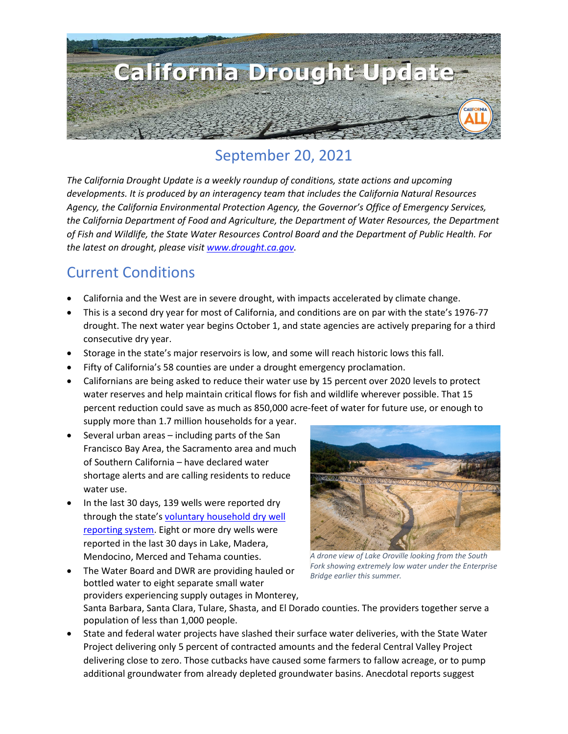# California Drought Update

## September 20, 2021

*The California Drought Update is a weekly roundup of conditions, state actions and upcoming developments. It is produced by an interagency team that includes the California Natural Resources Agency, the California Environmental Protection Agency, the Governor's Office of Emergency Services, the California Department of Food and Agriculture, the Department of Water Resources, the Department of Fish and Wildlife, the State Water Resources Control Board and the Department of Public Health. For the latest on drought, please visit [www.drought.ca.gov](www.drought.ca.gov).*

## Current Conditions

- California and the West are in severe drought, with impacts accelerated by climate change.
- This is a second dry year for most of California, and conditions are on par with the state's 1976-77 drought. The next water year begins October 1, and state agencies are actively preparing for a third consecutive dry year.
- Storage in the state's major reservoirs is low, and some will reach historic lows this fall.
- Fifty of California's 58 counties are under a drought emergency proclamation.
- Californians are being asked to reduce their water use by 15 percent over 2020 levels to protect water reserves and help maintain critical flows for fish and wildlife wherever possible. That 15 percent reduction could save as much as 850,000 acre-feet of water for future use, or enough to supply more than 1.7 million households for a year.
- Several urban areas – including parts of the San Francisco Bay Area, the Sacramento area and much of Southern California – have declared water shortage alerts and are calling residents to reduce water use.
- In the last 30 days, 139 wells were reported dry through the state's voluntary household dry well reporting system. Eight or more dry wells were reported in the last 30 days in Lake, Madera, Mendocino, Merced and Tehama counties.
- The Water Board and DWR are providing hauled or bottled water to eight separate small water providers experiencing supply outages in Monterey, Santa Barbara, Santa Clara, Tulare, Shasta, and El Dorado counties. The providers together serve a population of less than 1,000 people.
- State and federal water projects have slashed their surface water deliveries, with the State Water Project delivering only 5 percent of contracted amounts and the federal Central Valley Project delivering close to zero. Those cutbacks have caused some farmers to fallow acreage, or to pump additional groundwater from already depleted groundwater basins. Anecdotal reports suggest

*A drone view of Lake Oroville looking from the South Fork showing extremely low water under the Enterprise Bridge earlier this summer.*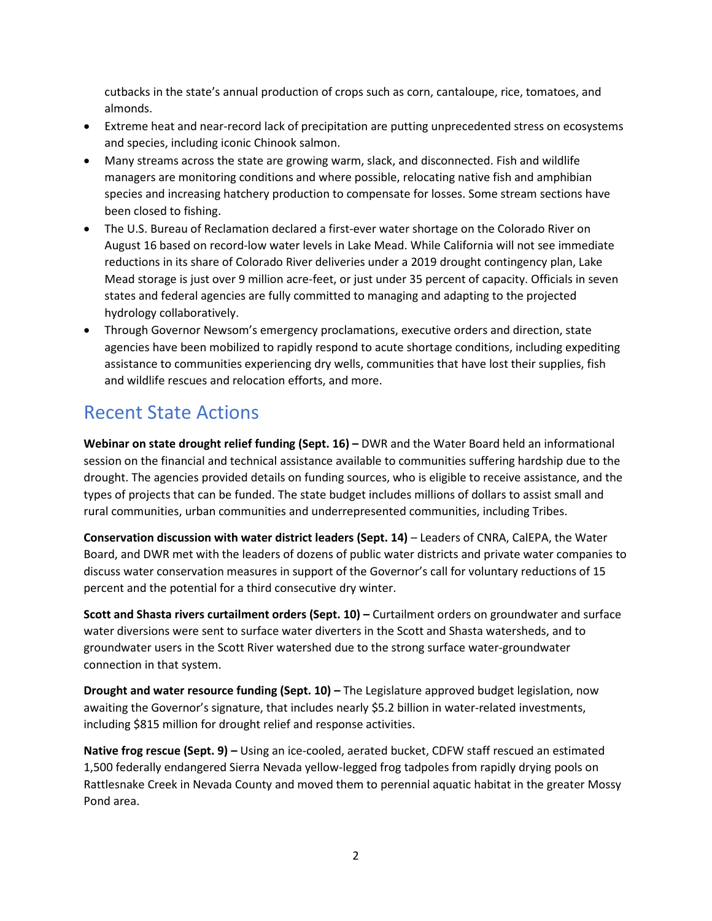cutbacks in the state's annual production of crops such as corn, cantaloupe, rice, tomatoes, and almonds.

- Extreme heat and near-record lack of precipitation are putting unprecedented stress on ecosystems and species, including iconic Chinook salmon.
- Many streams across the state are growing warm, slack, and disconnected. Fish and wildlife managers are monitoring conditions and where possible, relocating native fish and amphibian species and increasing hatchery production to compensate for losses. Some stream sections have been closed to fishing.
- The U.S. Bureau of Reclamation declared a first-ever water shortage on the Colorado River on August 16 based on record-low water levels in Lake Mead. While California will not see immediate reductions in its share of Colorado River deliveries under a 2019 drought contingency plan, Lake Mead storage is just over 9 million acre-feet, or just under 35 percent of capacity. Officials in seven states and federal agencies are fully committed to managing and adapting to the projected hydrology collaboratively.
- Through Governor Newsom's emergency proclamations, executive orders and direction, state agencies have been mobilized to rapidly respond to acute shortage conditions, including expediting assistance to communities experiencing dry wells, communities that have lost their supplies, fish and wildlife rescues and relocation efforts, and more.

## Recent State Actions

**Webinar on state drought relief funding (Sept. 16) –** DWR and the Water Board held an informational session on the financial and technical assistance available to communities suffering hardship due to the drought. The agencies provided details on funding sources, who is eligible to receive assistance, and the types of projects that can be funded. The state budget includes millions of dollars to assist small and rural communities, urban communities and underrepresented communities, including Tribes.

**Conservation discussion with water district leaders (Sept. 14)** – Leaders of CNRA, CalEPA, the Water Board, and DWR met with the leaders of dozens of public water districts and private water companies to discuss water conservation measures in support of the Governor's call for voluntary reductions of 15 percent and the potential for a third consecutive dry winter.

**Scott and Shasta rivers curtailment orders (Sept. 10) –** Curtailment orders on groundwater and surface water diversions were sent to surface water diverters in the Scott and Shasta watersheds, and to groundwater users in the Scott River watershed due to the strong surface water-groundwater connection in that system.

**Drought and water resource funding (Sept. 10) –** The Legislature approved budget legislation, now awaiting the Governor's signature, that includes nearly $5.2 billion in water-related investments, including $815 million for drought relief and response activities.

**Native frog rescue (Sept. 9) –** Using an ice-cooled, aerated bucket, CDFW staff rescued an estimated 1,500 federally endangered Sierra Nevada yellow-legged frog tadpoles from rapidly drying pools on Rattlesnake Creek in Nevada County and moved them to perennial aquatic habitat in the greater Mossy Pond area.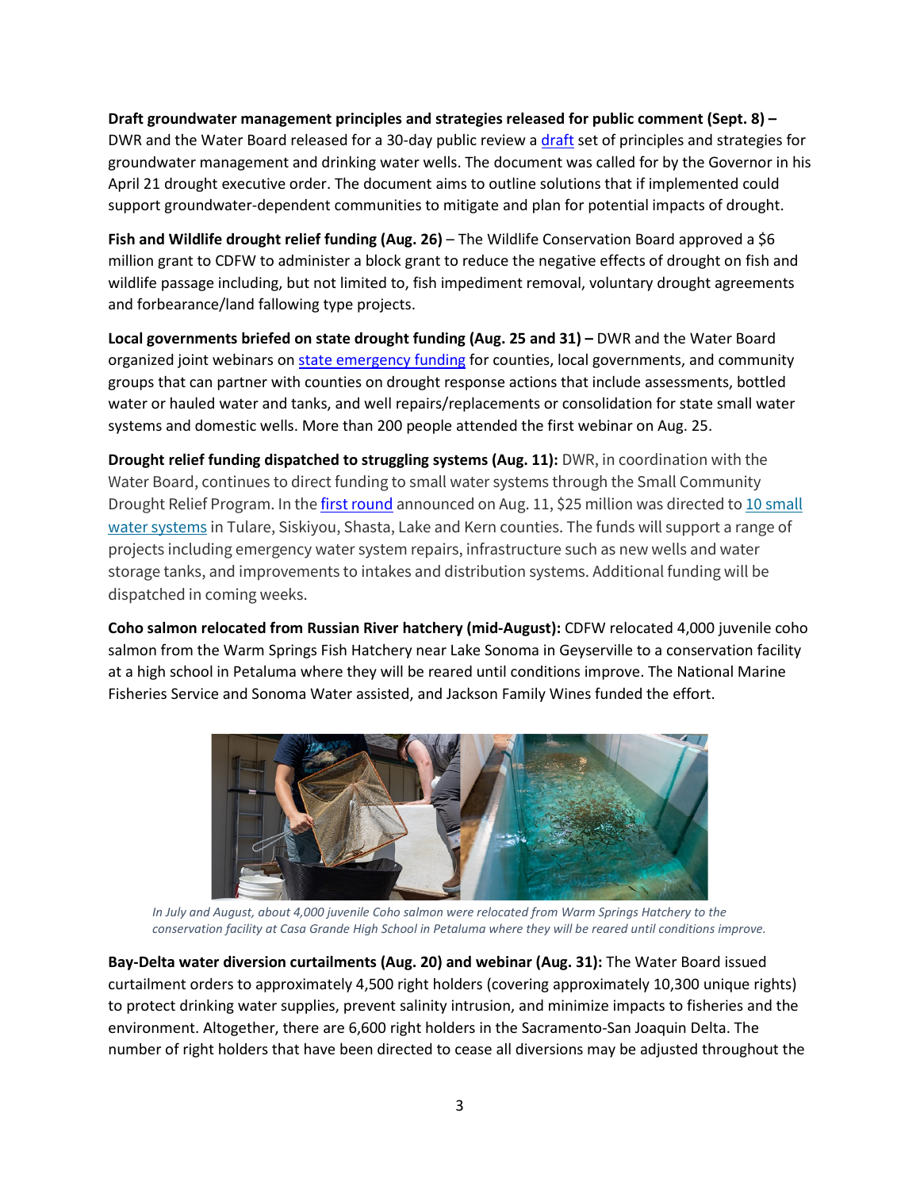**Draft groundwater management principles and strategies released for public comment (Sept. 8) –** DWR and the Water Board released for a 30-day public review a draft set of principles and strategies for groundwater management and drinking water wells. The document was called for by the Governor in his April 21 drought executive order. The document aims to outline solutions that if implemented could support groundwater-dependent communities to mitigate and plan for potential impacts of drought.

**Fish and Wildlife drought relief funding (Aug. 26)** – The Wildlife Conservation Board approved a $6 million grant to CDFW to administer a block grant to reduce the negative effects of drought on fish and wildlife passage including, but not limited to, fish impediment removal, voluntary drought agreements and forbearance/land fallowing type projects.

**Local governments briefed on state drought funding (Aug. 25 and 31) –** DWR and the Water Board organized joint webinars on state emergency funding for counties, local governments, and community groups that can partner with counties on drought response actions that include assessments, bottled water or hauled water and tanks, and well repairs/replacements or consolidation for state small water systems and domestic wells. More than 200 people attended the first webinar on Aug. 25.

**Drought relief funding dispatched to struggling systems (Aug. 11):** DWR, in coordination with the Water Board, continues to direct funding to small water systems through the Small Community Drought Relief Program. In the first round announced on Aug. 11, $25 million was directed to 10 small water systems in Tulare, Siskiyou, Shasta, Lake and Kern counties. The funds will support a range of projects including emergency water system repairs, infrastructure such as new wells and water storage tanks, and improvements to intakes and distribution systems. Additional funding will be dispatched in coming weeks.

**Coho salmon relocated from Russian River hatchery (mid-August):** CDFW relocated 4,000 juvenile coho salmon from the Warm Springs Fish Hatchery near Lake Sonoma in Geyserville to a conservation facility at a high school in Petaluma where they will be reared until conditions improve. The National Marine Fisheries Service and Sonoma Water assisted, and Jackson Family Wines funded the effort.

*In July and August, about 4,000 juvenile Coho salmon were relocated from Warm Springs Hatchery to the conservation facility at Casa Grande High School in Petaluma where they will be reared until conditions improve.*

**Bay-Delta water diversion curtailments (Aug. 20) and webinar (Aug. 31):** The Water Board issued curtailment orders to approximately 4,500 right holders (covering approximately 10,300 unique rights) to protect drinking water supplies, prevent salinity intrusion, and minimize impacts to fisheries and the environment. Altogether, there are 6,600 right holders in the Sacramento-San Joaquin Delta. The number of right holders that have been directed to cease all diversions may be adjusted throughout the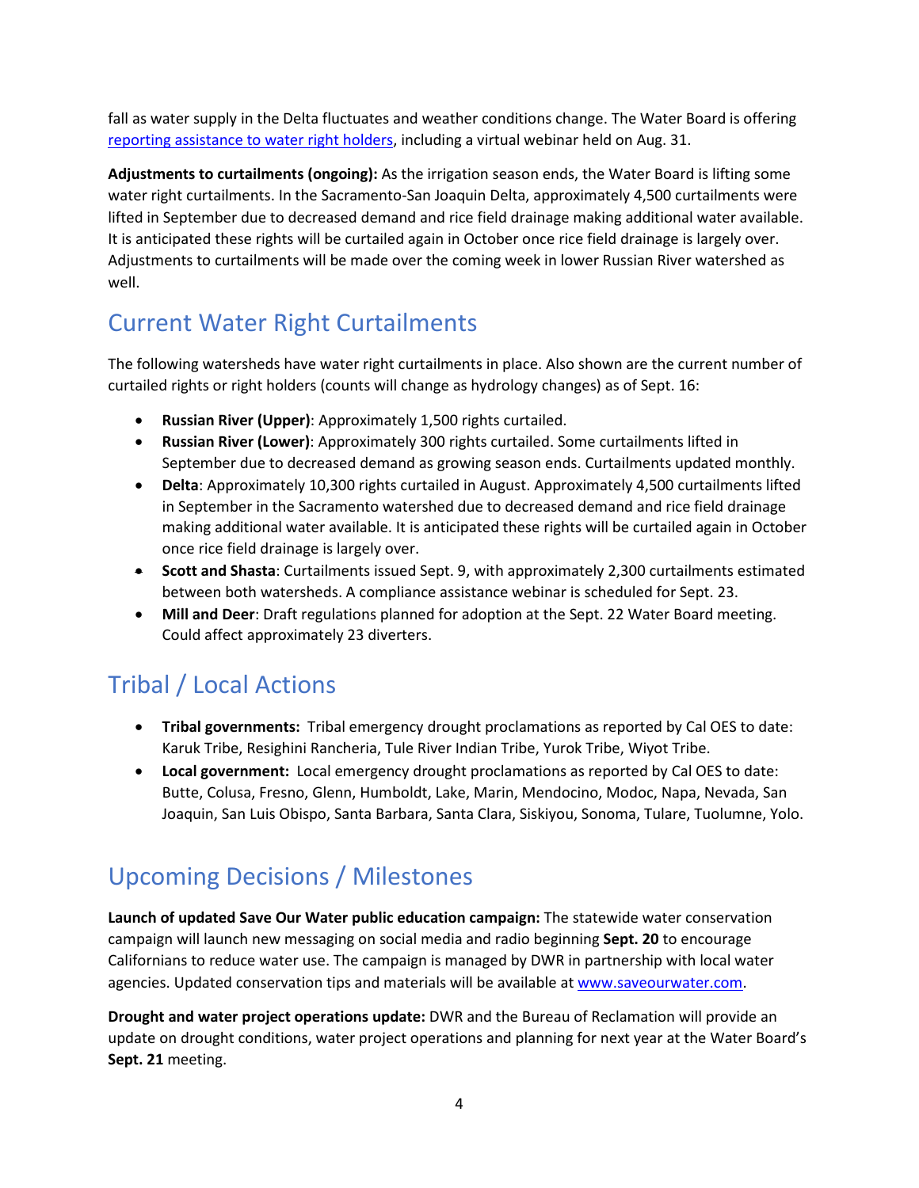fall as water supply in the Delta fluctuates and weather conditions change. The Water Board is offering [reporting assistance to water right holders](), including a virtual webinar held on Aug. 31.

**Adjustments to curtailments (ongoing):** As the irrigation season ends, the Water Board is lifting some water right curtailments. In the Sacramento-San Joaquin Delta, approximately 4,500 curtailments were lifted in September due to decreased demand and rice field drainage making additional water available. It is anticipated these rights will be curtailed again in October once rice field drainage is largely over. Adjustments to curtailments will be made over the coming week in lower Russian River watershed as well.

## Current Water Right Curtailments

The following watersheds have water right curtailments in place. Also shown are the current number of curtailed rights or right holders (counts will change as hydrology changes) as of Sept. 16:

- **Russian River (Upper)**: Approximately 1,500 rights curtailed.
- **Russian River (Lower)**: Approximately 300 rights curtailed. Some curtailments lifted in September due to decreased demand as growing season ends. Curtailments updated monthly.
- **Delta**: Approximately 10,300 rights curtailed in August. Approximately 4,500 curtailments lifted in September in the Sacramento watershed due to decreased demand and rice field drainage making additional water available. It is anticipated these rights will be curtailed again in October once rice field drainage is largely over.
- **Scott and Shasta**: Curtailments issued Sept. 9, with approximately 2,300 curtailments estimated between both watersheds. A compliance assistance webinar is scheduled for Sept. 23.
- **Mill and Deer**: Draft regulations planned for adoption at the Sept. 22 Water Board meeting. Could affect approximately 23 diverters.

## Tribal / Local Actions

- **Tribal governments:** Tribal emergency drought proclamations as reported by Cal OES to date: Karuk Tribe, Resighini Rancheria, Tule River Indian Tribe, Yurok Tribe, Wiyot Tribe.
- **Local government:** Local emergency drought proclamations as reported by Cal OES to date: Butte, Colusa, Fresno, Glenn, Humboldt, Lake, Marin, Mendocino, Modoc, Napa, Nevada, San Joaquin, San Luis Obispo, Santa Barbara, Santa Clara, Siskiyou, Sonoma, Tulare, Tuolumne, Yolo.

## Upcoming Decisions / Milestones

**Launch of updated Save Our Water public education campaign:** The statewide water conservation campaign will launch new messaging on social media and radio beginning **Sept. 20** to encourage Californians to reduce water use. The campaign is managed by DWR in partnership with local water agencies. Updated conservation tips and materials will be available at [www.saveourwater.com](www.saveourwater.com).

**Drought and water project operations update:** DWR and the Bureau of Reclamation will provide an update on drought conditions, water project operations and planning for next year at the Water Board's **Sept. 21** meeting.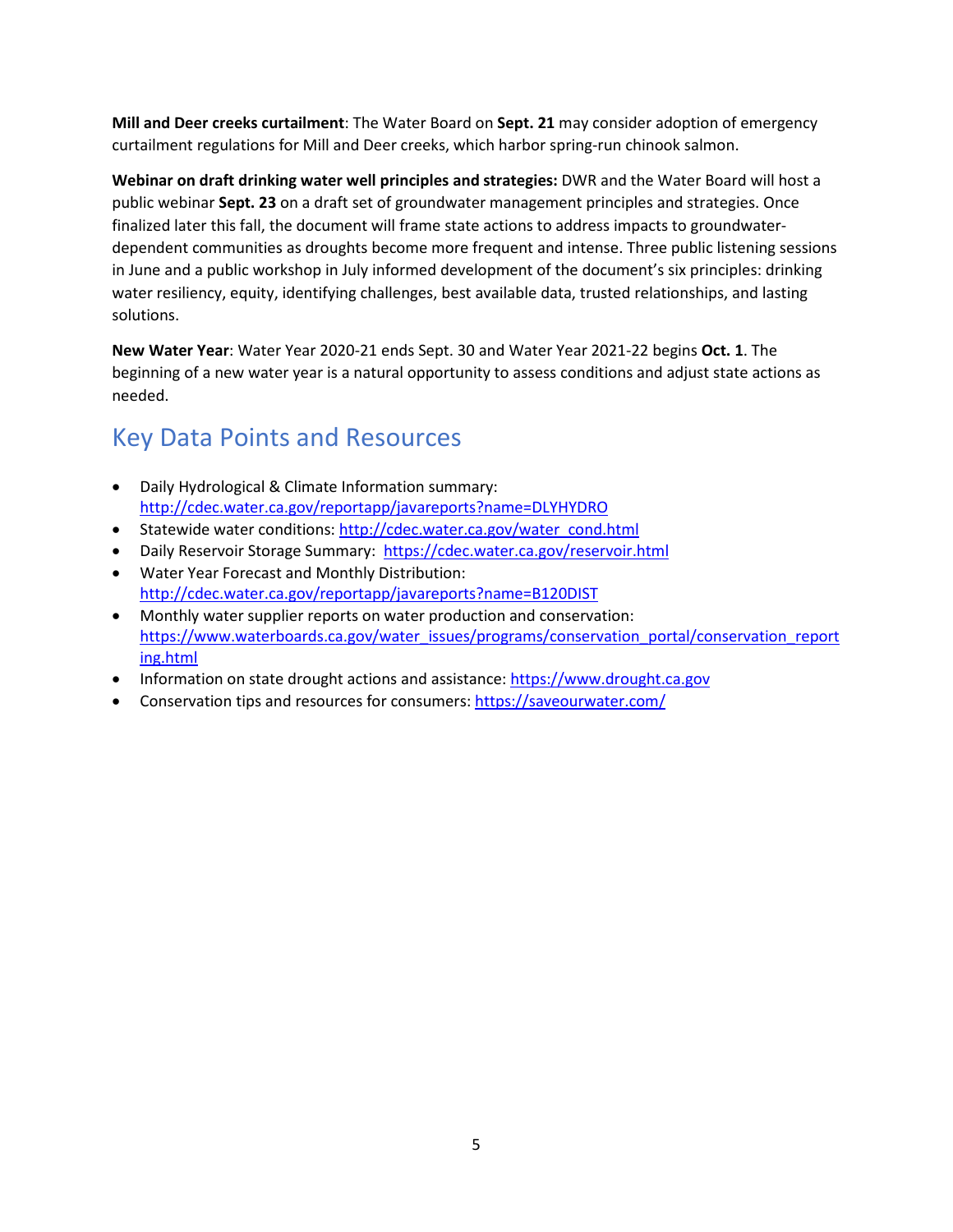**Mill and Deer creeks curtailment**: The Water Board on **Sept. 21** may consider adoption of emergency curtailment regulations for Mill and Deer creeks, which harbor spring-run chinook salmon.

**Webinar on draft drinking water well principles and strategies:** DWR and the Water Board will host a public webinar **Sept. 23** on a draft set of groundwater management principles and strategies. Once finalized later this fall, the document will frame state actions to address impacts to groundwater-dependent communities as droughts become more frequent and intense. Three public listening sessions in June and a public workshop in July informed development of the document's six principles: drinking water resiliency, equity, identifying challenges, best available data, trusted relationships, and lasting solutions.

**New Water Year**: Water Year 2020-21 ends Sept. 30 and Water Year 2021-22 begins **Oct. 1**. The beginning of a new water year is a natural opportunity to assess conditions and adjust state actions as needed.

## Key Data Points and Resources

- Daily Hydrological & Climate Information summary: http://cdec.water.ca.gov/reportapp/javareports?name=DLYHYDRO
- Statewide water conditions: http://cdec.water.ca.gov/water_cond.html
- Daily Reservoir Storage Summary: https://cdec.water.ca.gov/reservoir.html
- Water Year Forecast and Monthly Distribution: http://cdec.water.ca.gov/reportapp/javareports?name=B120DIST
- Monthly water supplier reports on water production and conservation: https://www.waterboards.ca.gov/water_issues/programs/conservation_portal/conservation_reporting.html
- Information on state drought actions and assistance: https://www.drought.ca.gov
- Conservation tips and resources for consumers: https://saveourwater.com/